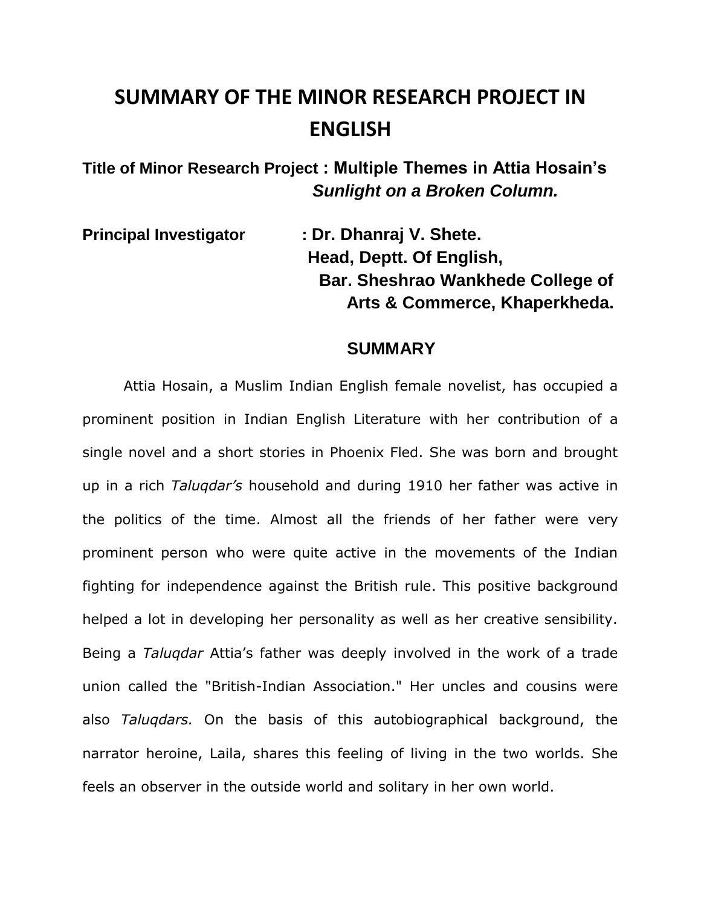# SUMMARY OF THE MINOR RESEARCH PROJECT IN ENGLISH

**Title of Minor Research Project : Multiple Themes in Attia Hosain's *Sunlight on a Broken Column.***

**Principal Investigator : Dr. Dhanraj V. Shete.**
**Head, Deptt. Of English,**
**Bar. Sheshrao Wankhede College of Arts & Commerce, Khaperkheda.**

## SUMMARY

Attia Hosain, a Muslim Indian English female novelist, has occupied a prominent position in Indian English Literature with her contribution of a single novel and a short stories in Phoenix Fled. She was born and brought up in a rich *Taluqdar's* household and during 1910 her father was active in the politics of the time. Almost all the friends of her father were very prominent person who were quite active in the movements of the Indian fighting for independence against the British rule. This positive background helped a lot in developing her personality as well as her creative sensibility. Being a *Taluqdar* Attia's father was deeply involved in the work of a trade union called the "British-Indian Association." Her uncles and cousins were also *Taluqdars.* On the basis of this autobiographical background, the narrator heroine, Laila, shares this feeling of living in the two worlds. She feels an observer in the outside world and solitary in her own world.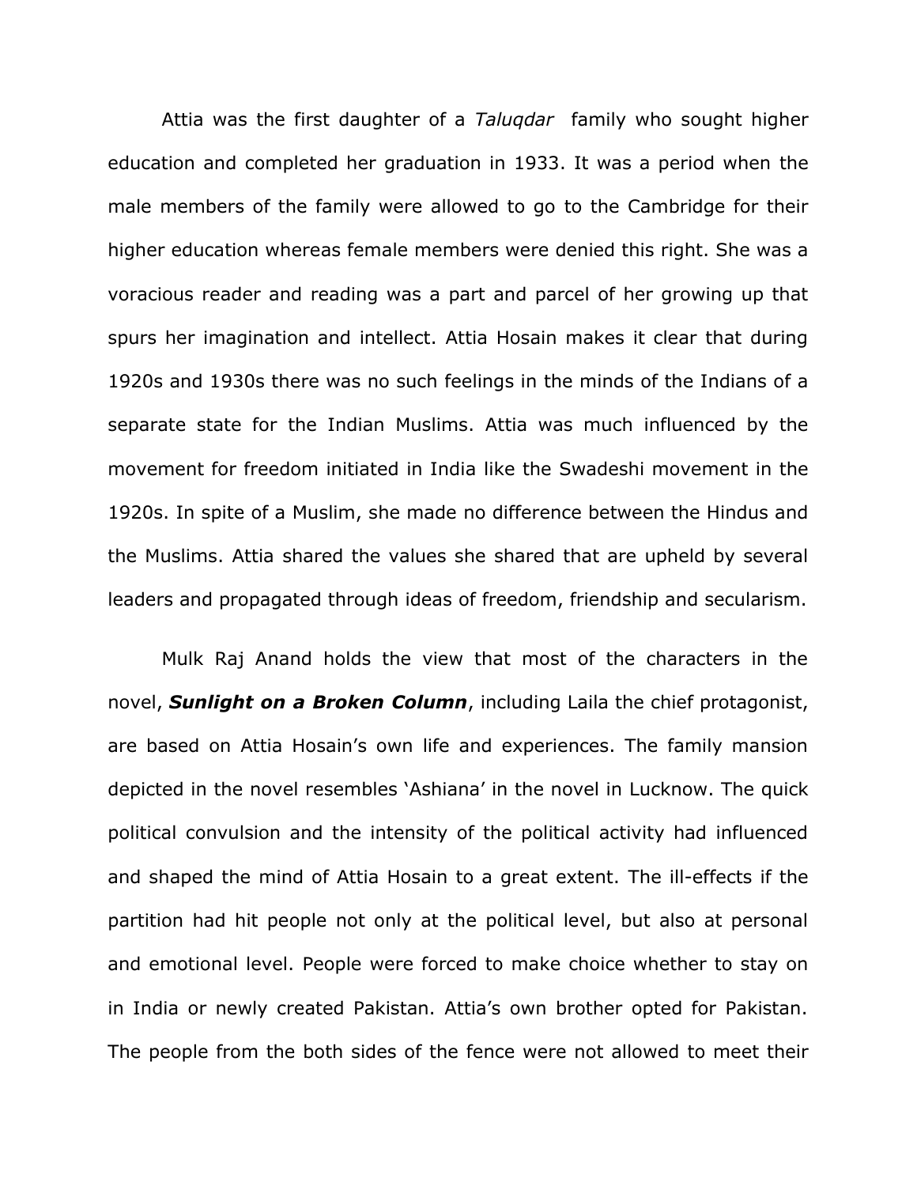Attia was the first daughter of a *Taluqdar* family who sought higher education and completed her graduation in 1933. It was a period when the male members of the family were allowed to go to the Cambridge for their higher education whereas female members were denied this right. She was a voracious reader and reading was a part and parcel of her growing up that spurs her imagination and intellect. Attia Hosain makes it clear that during 1920s and 1930s there was no such feelings in the minds of the Indians of a separate state for the Indian Muslims. Attia was much influenced by the movement for freedom initiated in India like the Swadeshi movement in the 1920s. In spite of a Muslim, she made no difference between the Hindus and the Muslims. Attia shared the values she shared that are upheld by several leaders and propagated through ideas of freedom, friendship and secularism.

Mulk Raj Anand holds the view that most of the characters in the novel, ***Sunlight on a Broken Column***, including Laila the chief protagonist, are based on Attia Hosain's own life and experiences. The family mansion depicted in the novel resembles 'Ashiana' in the novel in Lucknow. The quick political convulsion and the intensity of the political activity had influenced and shaped the mind of Attia Hosain to a great extent. The ill-effects if the partition had hit people not only at the political level, but also at personal and emotional level. People were forced to make choice whether to stay on in India or newly created Pakistan. Attia's own brother opted for Pakistan. The people from the both sides of the fence were not allowed to meet their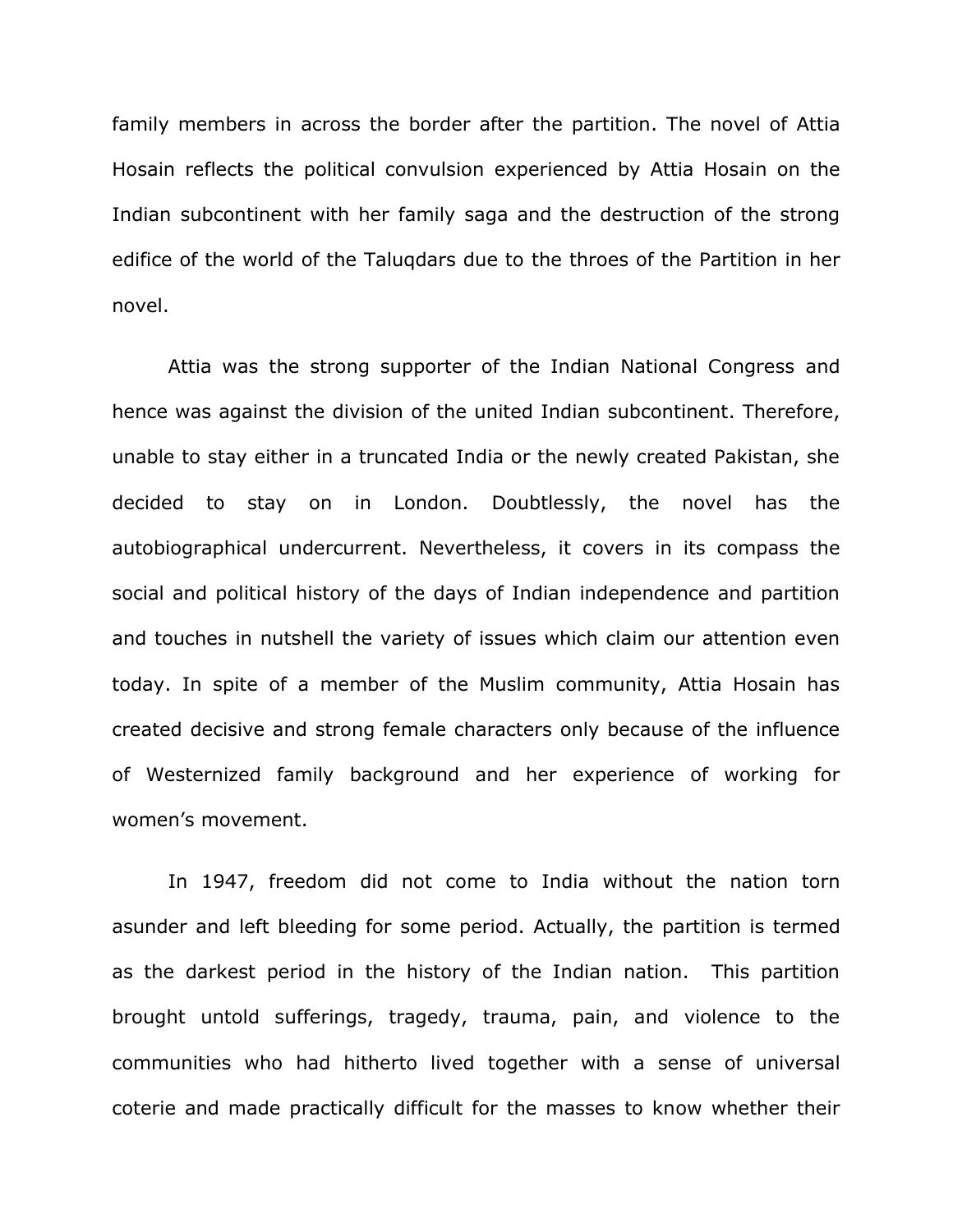family members in across the border after the partition. The novel of Attia Hosain reflects the political convulsion experienced by Attia Hosain on the Indian subcontinent with her family saga and the destruction of the strong edifice of the world of the Taluqdars due to the throes of the Partition in her novel.

Attia was the strong supporter of the Indian National Congress and hence was against the division of the united Indian subcontinent. Therefore, unable to stay either in a truncated India or the newly created Pakistan, she decided to stay on in London. Doubtlessly, the novel has the autobiographical undercurrent. Nevertheless, it covers in its compass the social and political history of the days of Indian independence and partition and touches in nutshell the variety of issues which claim our attention even today. In spite of a member of the Muslim community, Attia Hosain has created decisive and strong female characters only because of the influence of Westernized family background and her experience of working for women's movement.

In 1947, freedom did not come to India without the nation torn asunder and left bleeding for some period. Actually, the partition is termed as the darkest period in the history of the Indian nation. This partition brought untold sufferings, tragedy, trauma, pain, and violence to the communities who had hitherto lived together with a sense of universal coterie and made practically difficult for the masses to know whether their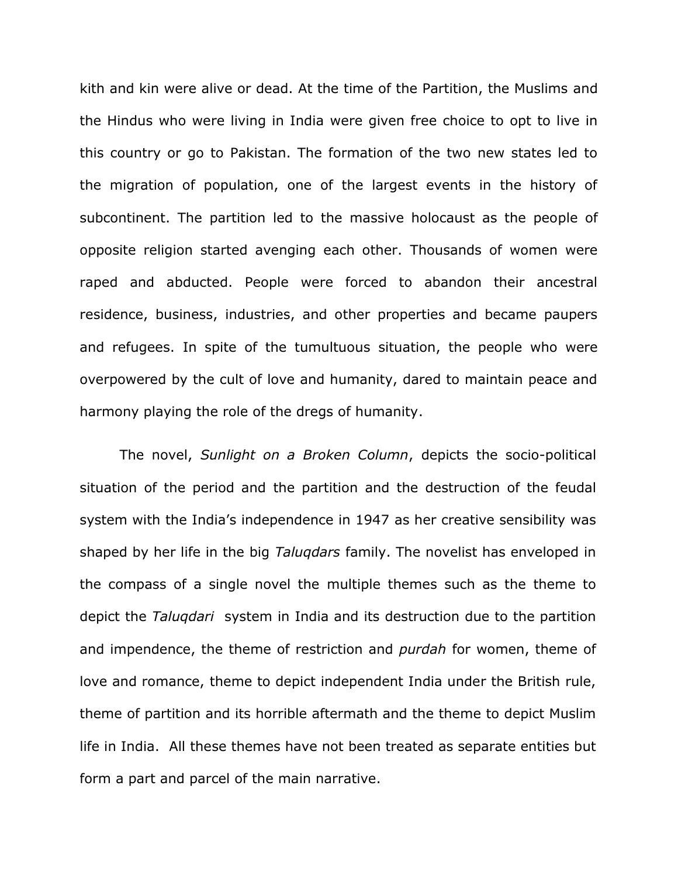kith and kin were alive or dead. At the time of the Partition, the Muslims and the Hindus who were living in India were given free choice to opt to live in this country or go to Pakistan. The formation of the two new states led to the migration of population, one of the largest events in the history of subcontinent. The partition led to the massive holocaust as the people of opposite religion started avenging each other. Thousands of women were raped and abducted. People were forced to abandon their ancestral residence, business, industries, and other properties and became paupers and refugees. In spite of the tumultuous situation, the people who were overpowered by the cult of love and humanity, dared to maintain peace and harmony playing the role of the dregs of humanity.

The novel, *Sunlight on a Broken Column*, depicts the socio-political situation of the period and the partition and the destruction of the feudal system with the India's independence in 1947 as her creative sensibility was shaped by her life in the big *Taluqdars* family. The novelist has enveloped in the compass of a single novel the multiple themes such as the theme to depict the *Taluqdari* system in India and its destruction due to the partition and impendence, the theme of restriction and *purdah* for women, theme of love and romance, theme to depict independent India under the British rule, theme of partition and its horrible aftermath and the theme to depict Muslim life in India. All these themes have not been treated as separate entities but form a part and parcel of the main narrative.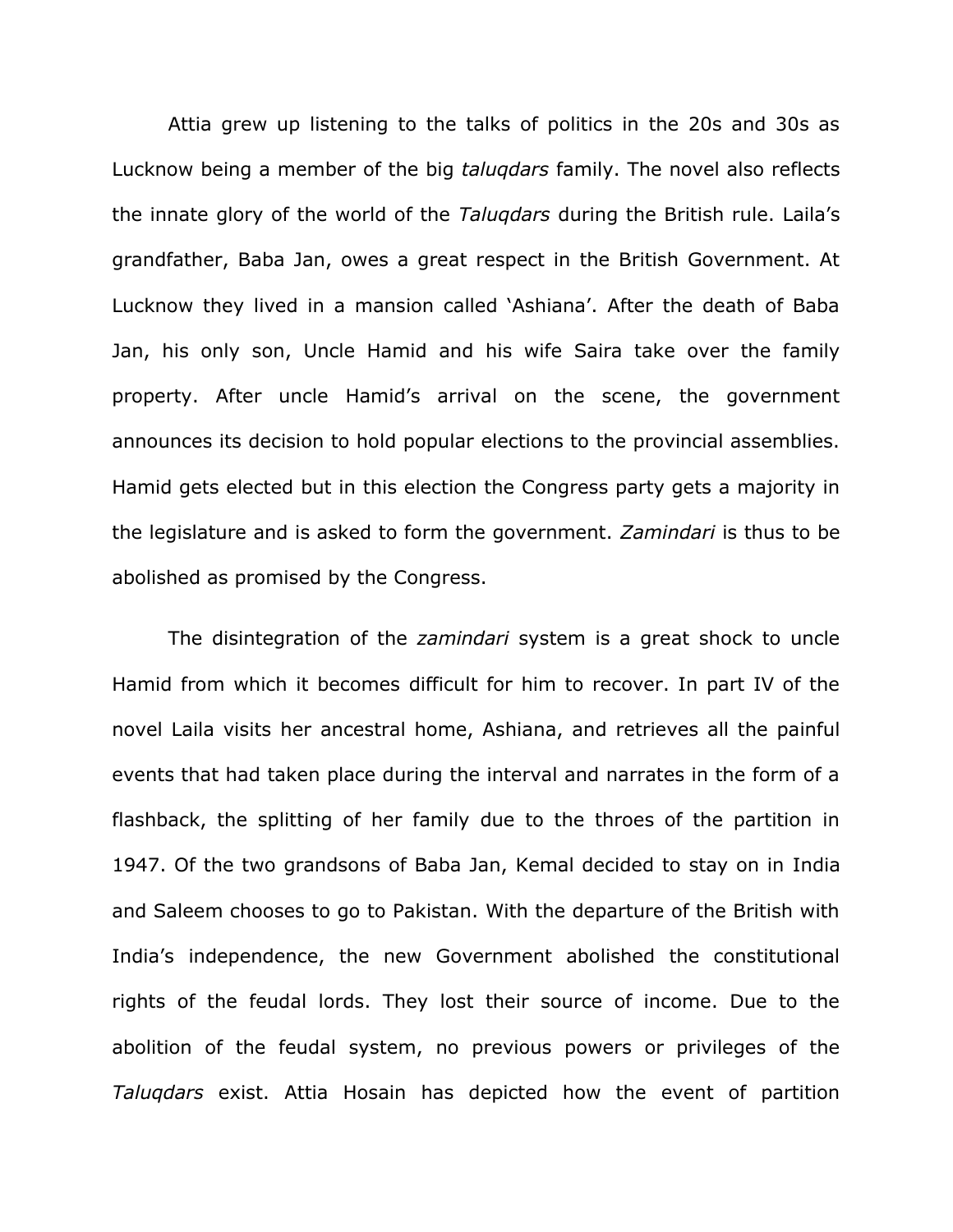Attia grew up listening to the talks of politics in the 20s and 30s as Lucknow being a member of the big *taluqdars* family. The novel also reflects the innate glory of the world of the *Taluqdars* during the British rule. Laila's grandfather, Baba Jan, owes a great respect in the British Government. At Lucknow they lived in a mansion called 'Ashiana'. After the death of Baba Jan, his only son, Uncle Hamid and his wife Saira take over the family property. After uncle Hamid's arrival on the scene, the government announces its decision to hold popular elections to the provincial assemblies. Hamid gets elected but in this election the Congress party gets a majority in the legislature and is asked to form the government. *Zamindari* is thus to be abolished as promised by the Congress.

The disintegration of the *zamindari* system is a great shock to uncle Hamid from which it becomes difficult for him to recover. In part IV of the novel Laila visits her ancestral home, Ashiana, and retrieves all the painful events that had taken place during the interval and narrates in the form of a flashback, the splitting of her family due to the throes of the partition in 1947. Of the two grandsons of Baba Jan, Kemal decided to stay on in India and Saleem chooses to go to Pakistan. With the departure of the British with India's independence, the new Government abolished the constitutional rights of the feudal lords. They lost their source of income. Due to the abolition of the feudal system, no previous powers or privileges of the *Taluqdars* exist. Attia Hosain has depicted how the event of partition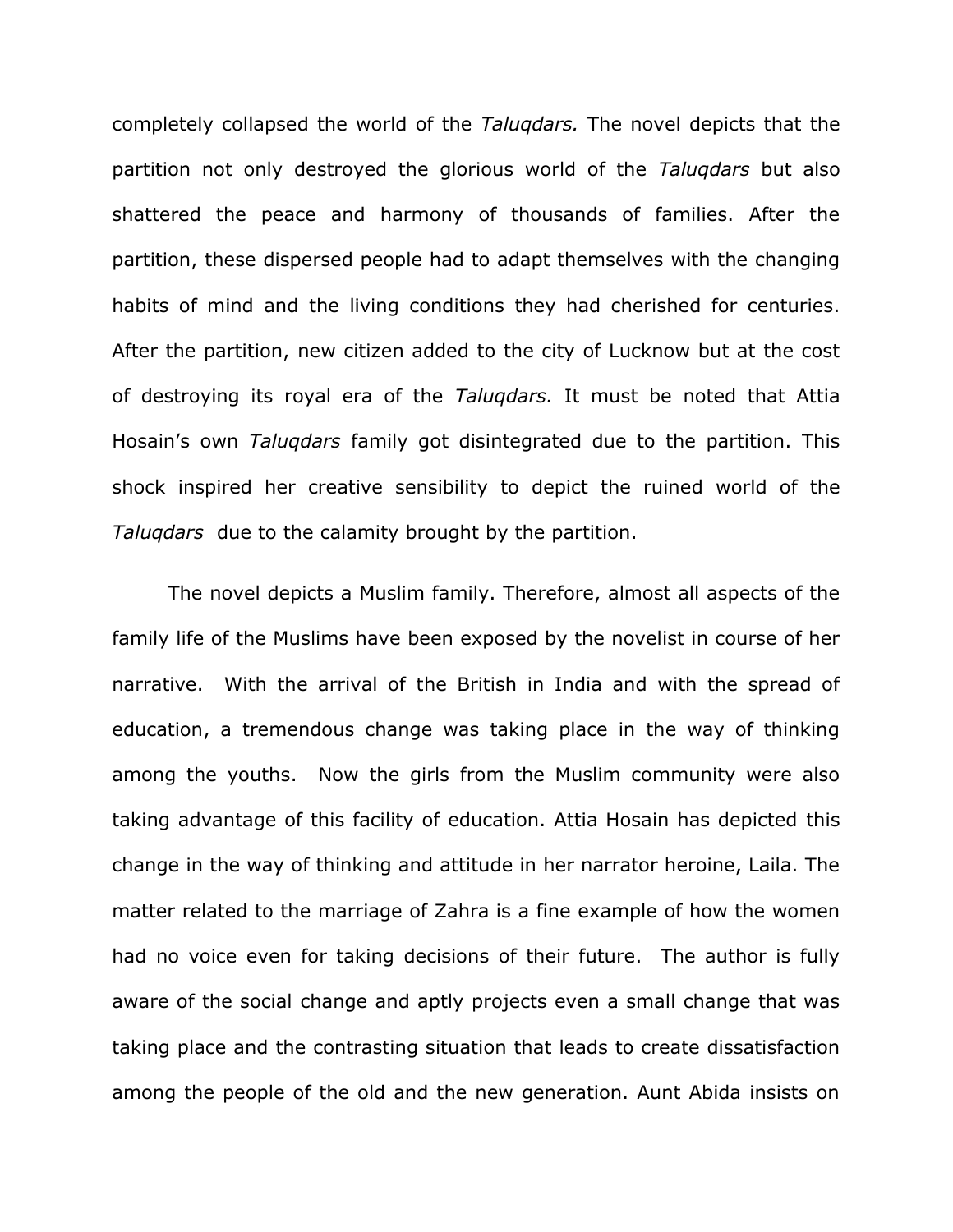completely collapsed the world of the *Taluqdars.* The novel depicts that the partition not only destroyed the glorious world of the *Taluqdars* but also shattered the peace and harmony of thousands of families. After the partition, these dispersed people had to adapt themselves with the changing habits of mind and the living conditions they had cherished for centuries. After the partition, new citizen added to the city of Lucknow but at the cost of destroying its royal era of the *Taluqdars.* It must be noted that Attia Hosain's own *Taluqdars* family got disintegrated due to the partition. This shock inspired her creative sensibility to depict the ruined world of the *Taluqdars* due to the calamity brought by the partition.

The novel depicts a Muslim family. Therefore, almost all aspects of the family life of the Muslims have been exposed by the novelist in course of her narrative. With the arrival of the British in India and with the spread of education, a tremendous change was taking place in the way of thinking among the youths. Now the girls from the Muslim community were also taking advantage of this facility of education. Attia Hosain has depicted this change in the way of thinking and attitude in her narrator heroine, Laila. The matter related to the marriage of Zahra is a fine example of how the women had no voice even for taking decisions of their future. The author is fully aware of the social change and aptly projects even a small change that was taking place and the contrasting situation that leads to create dissatisfaction among the people of the old and the new generation. Aunt Abida insists on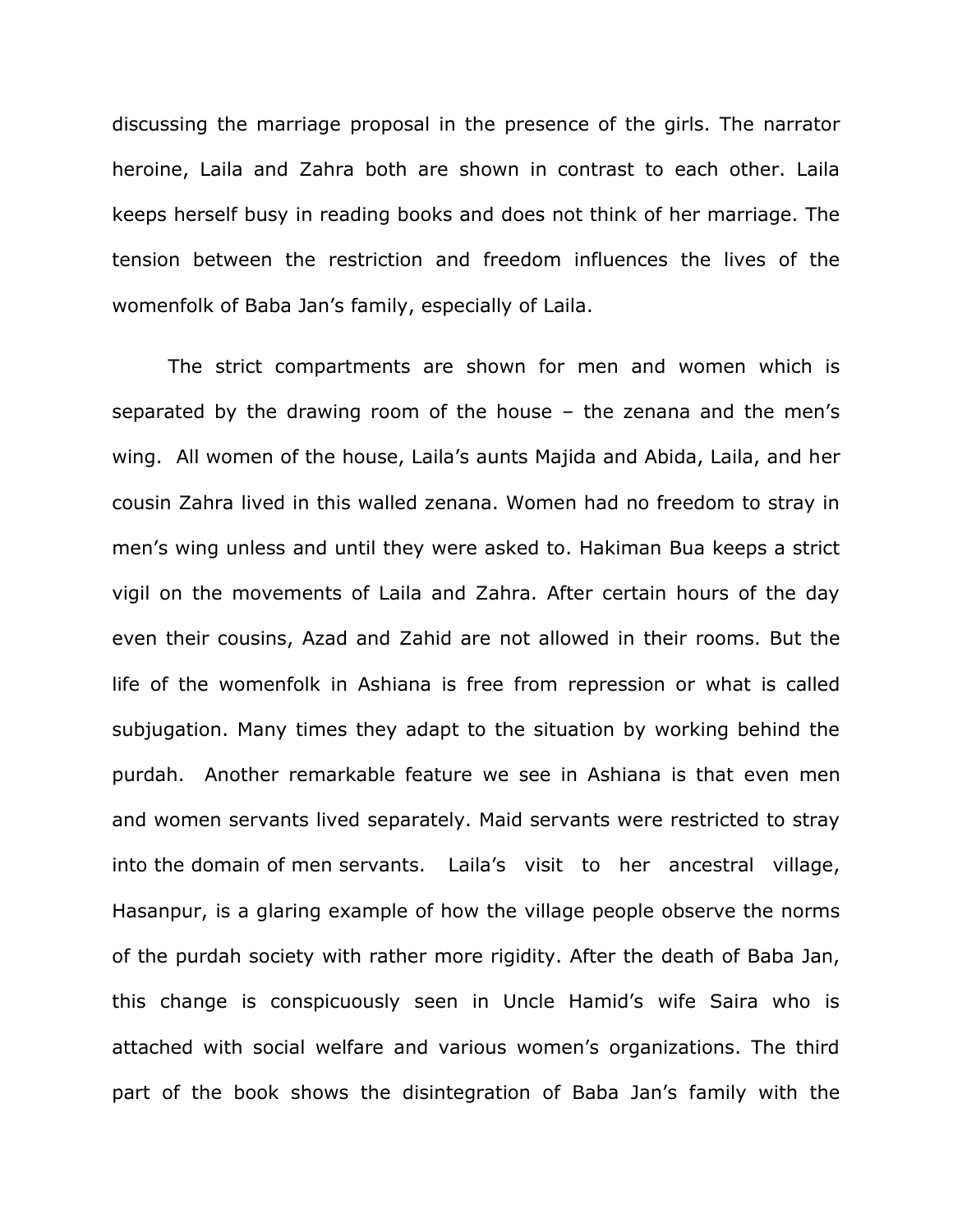discussing the marriage proposal in the presence of the girls. The narrator heroine, Laila and Zahra both are shown in contrast to each other. Laila keeps herself busy in reading books and does not think of her marriage. The tension between the restriction and freedom influences the lives of the womenfolk of Baba Jan's family, especially of Laila.

The strict compartments are shown for men and women which is separated by the drawing room of the house – the zenana and the men's wing. All women of the house, Laila's aunts Majida and Abida, Laila, and her cousin Zahra lived in this walled zenana. Women had no freedom to stray in men's wing unless and until they were asked to. Hakiman Bua keeps a strict vigil on the movements of Laila and Zahra. After certain hours of the day even their cousins, Azad and Zahid are not allowed in their rooms. But the life of the womenfolk in Ashiana is free from repression or what is called subjugation. Many times they adapt to the situation by working behind the purdah. Another remarkable feature we see in Ashiana is that even men and women servants lived separately. Maid servants were restricted to stray into the domain of men servants. Laila's visit to her ancestral village, Hasanpur, is a glaring example of how the village people observe the norms of the purdah society with rather more rigidity. After the death of Baba Jan, this change is conspicuously seen in Uncle Hamid's wife Saira who is attached with social welfare and various women's organizations. The third part of the book shows the disintegration of Baba Jan's family with the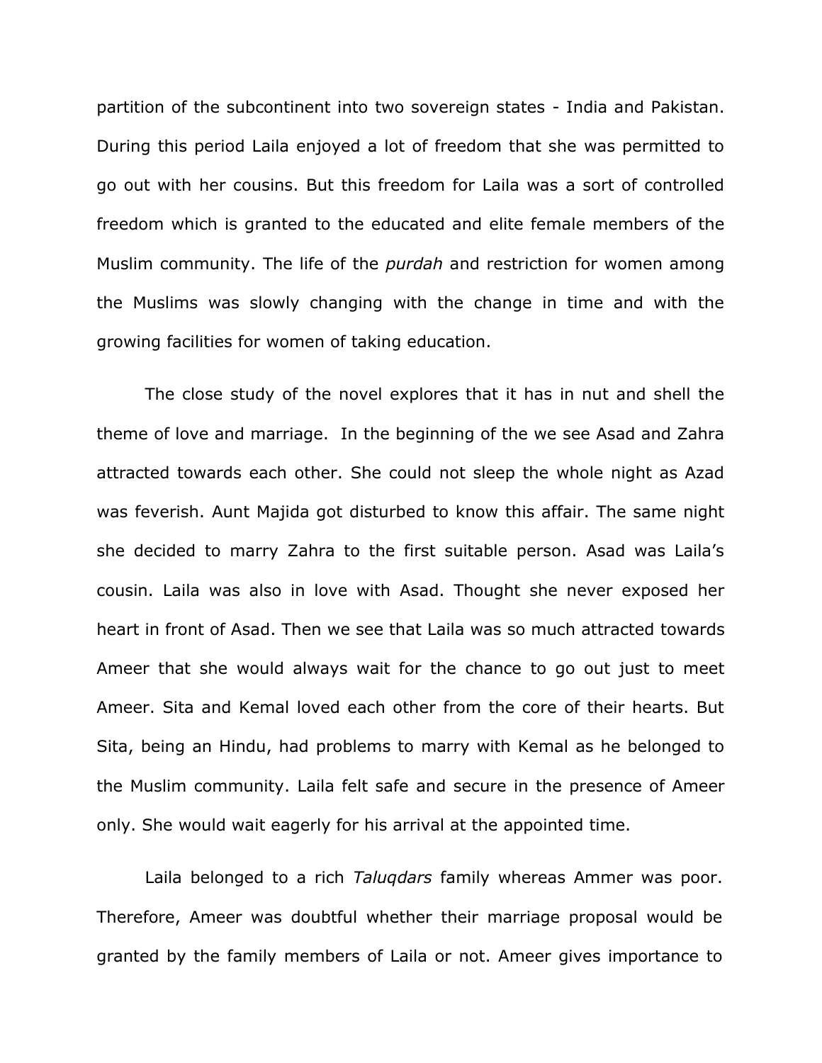partition of the subcontinent into two sovereign states - India and Pakistan. During this period Laila enjoyed a lot of freedom that she was permitted to go out with her cousins. But this freedom for Laila was a sort of controlled freedom which is granted to the educated and elite female members of the Muslim community. The life of the *purdah* and restriction for women among the Muslims was slowly changing with the change in time and with the growing facilities for women of taking education.

The close study of the novel explores that it has in nut and shell the theme of love and marriage. In the beginning of the we see Asad and Zahra attracted towards each other. She could not sleep the whole night as Azad was feverish. Aunt Majida got disturbed to know this affair. The same night she decided to marry Zahra to the first suitable person. Asad was Laila's cousin. Laila was also in love with Asad. Thought she never exposed her heart in front of Asad. Then we see that Laila was so much attracted towards Ameer that she would always wait for the chance to go out just to meet Ameer. Sita and Kemal loved each other from the core of their hearts. But Sita, being an Hindu, had problems to marry with Kemal as he belonged to the Muslim community. Laila felt safe and secure in the presence of Ameer only. She would wait eagerly for his arrival at the appointed time.

Laila belonged to a rich *Taluqdars* family whereas Ammer was poor. Therefore, Ameer was doubtful whether their marriage proposal would be granted by the family members of Laila or not. Ameer gives importance to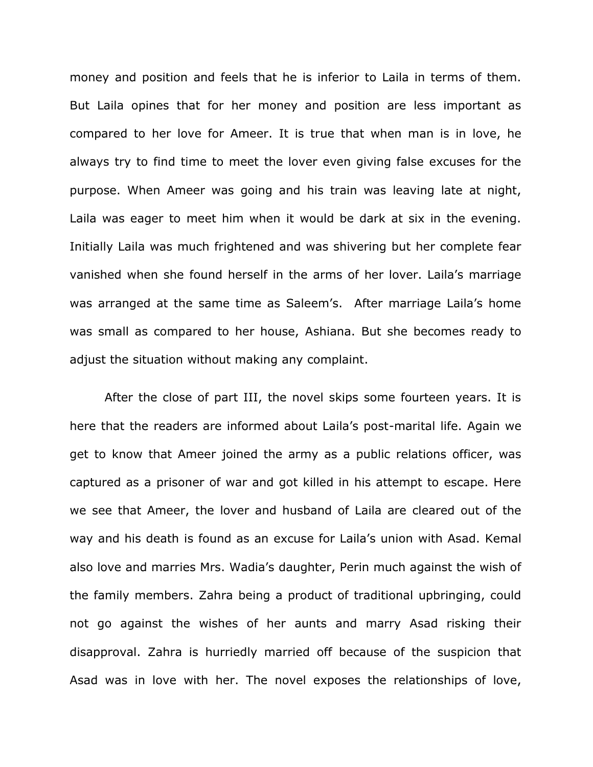money and position and feels that he is inferior to Laila in terms of them. But Laila opines that for her money and position are less important as compared to her love for Ameer. It is true that when man is in love, he always try to find time to meet the lover even giving false excuses for the purpose. When Ameer was going and his train was leaving late at night, Laila was eager to meet him when it would be dark at six in the evening. Initially Laila was much frightened and was shivering but her complete fear vanished when she found herself in the arms of her lover. Laila's marriage was arranged at the same time as Saleem's. After marriage Laila's home was small as compared to her house, Ashiana. But she becomes ready to adjust the situation without making any complaint.

After the close of part III, the novel skips some fourteen years. It is here that the readers are informed about Laila's post-marital life. Again we get to know that Ameer joined the army as a public relations officer, was captured as a prisoner of war and got killed in his attempt to escape. Here we see that Ameer, the lover and husband of Laila are cleared out of the way and his death is found as an excuse for Laila's union with Asad. Kemal also love and marries Mrs. Wadia's daughter, Perin much against the wish of the family members. Zahra being a product of traditional upbringing, could not go against the wishes of her aunts and marry Asad risking their disapproval. Zahra is hurriedly married off because of the suspicion that Asad was in love with her. The novel exposes the relationships of love,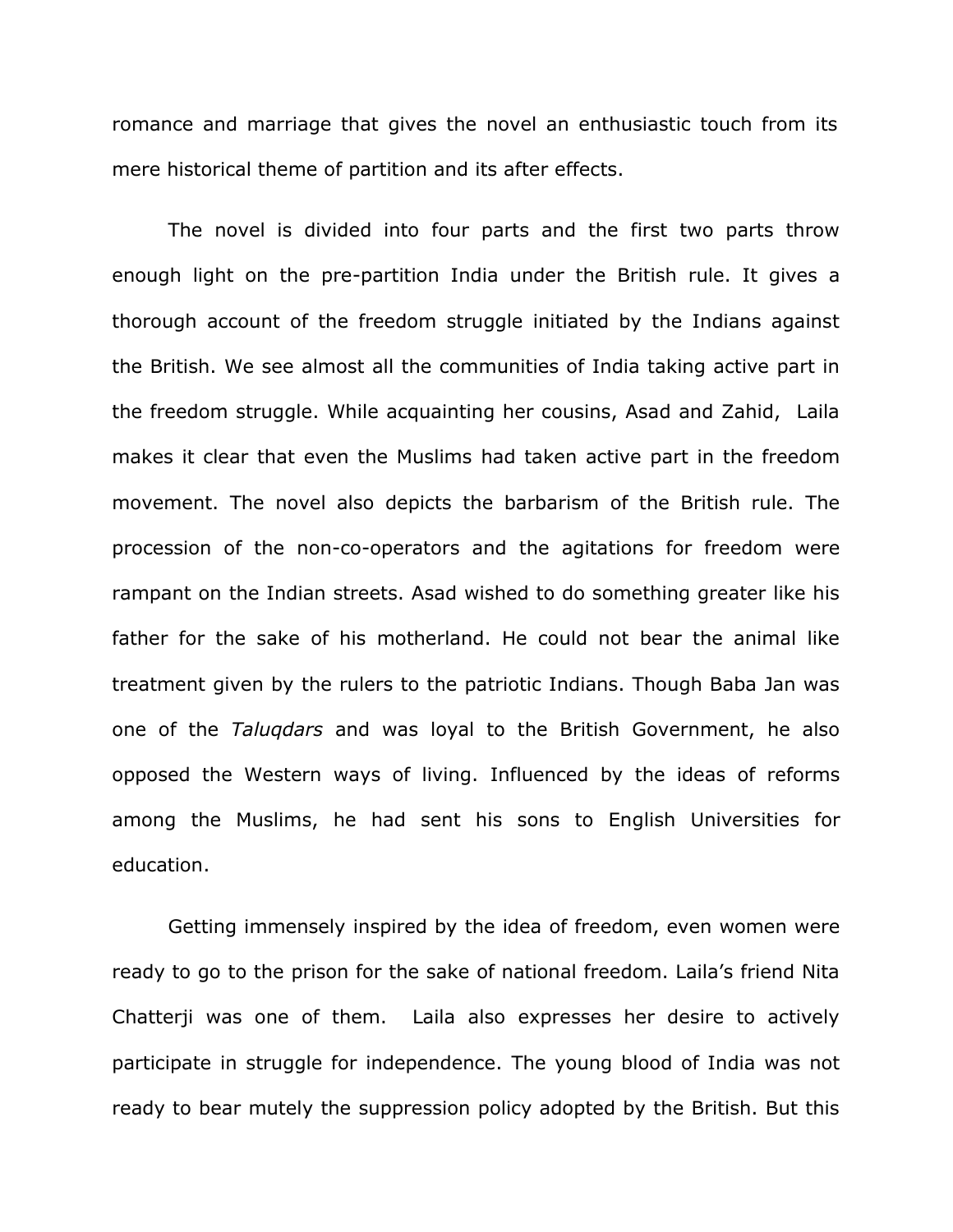romance and marriage that gives the novel an enthusiastic touch from its mere historical theme of partition and its after effects.

The novel is divided into four parts and the first two parts throw enough light on the pre-partition India under the British rule. It gives a thorough account of the freedom struggle initiated by the Indians against the British. We see almost all the communities of India taking active part in the freedom struggle. While acquainting her cousins, Asad and Zahid, Laila makes it clear that even the Muslims had taken active part in the freedom movement. The novel also depicts the barbarism of the British rule. The procession of the non-co-operators and the agitations for freedom were rampant on the Indian streets. Asad wished to do something greater like his father for the sake of his motherland. He could not bear the animal like treatment given by the rulers to the patriotic Indians. Though Baba Jan was one of the *Taluqdars* and was loyal to the British Government, he also opposed the Western ways of living. Influenced by the ideas of reforms among the Muslims, he had sent his sons to English Universities for education.

Getting immensely inspired by the idea of freedom, even women were ready to go to the prison for the sake of national freedom. Laila's friend Nita Chatterji was one of them. Laila also expresses her desire to actively participate in struggle for independence. The young blood of India was not ready to bear mutely the suppression policy adopted by the British. But this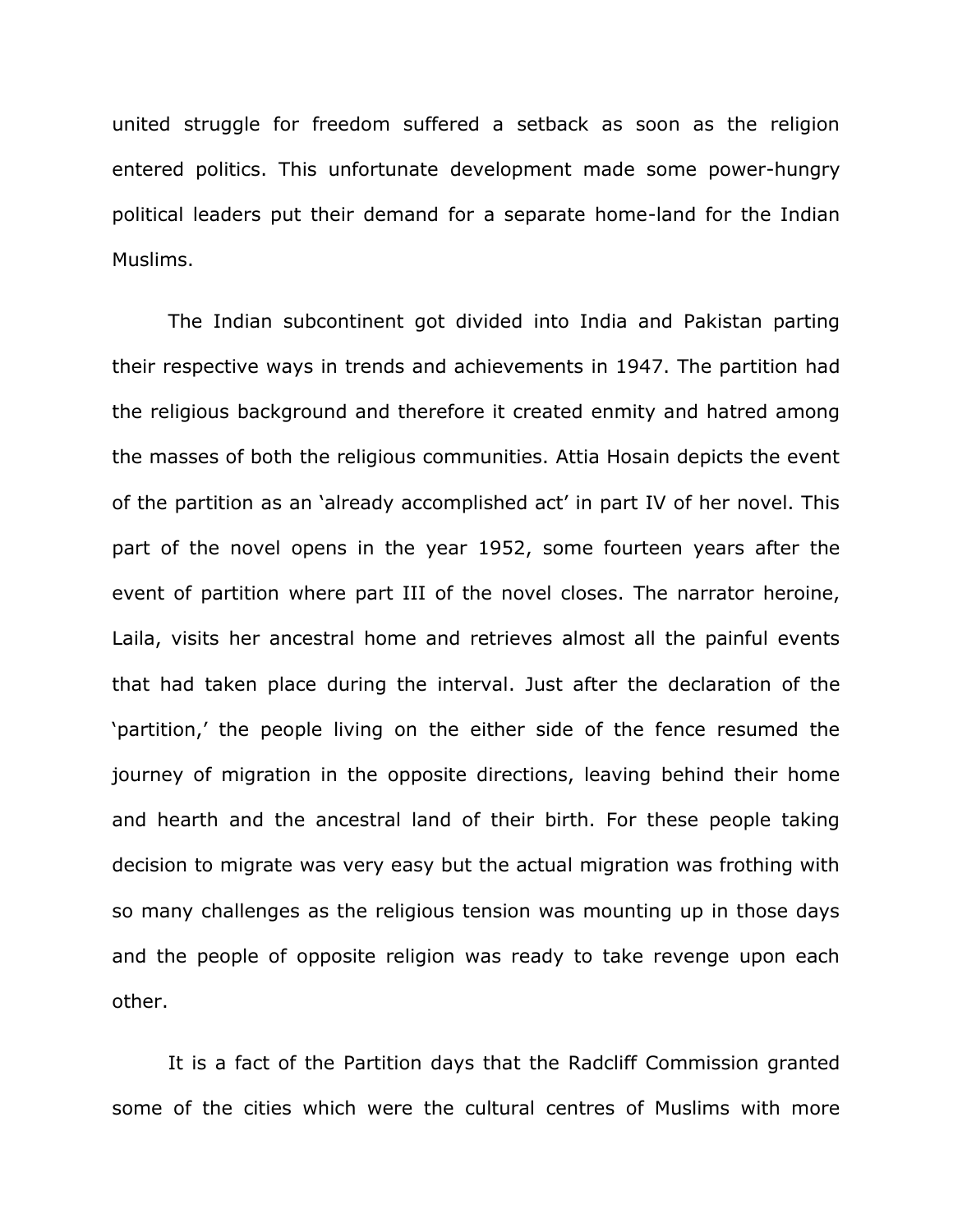united struggle for freedom suffered a setback as soon as the religion entered politics. This unfortunate development made some power-hungry political leaders put their demand for a separate home-land for the Indian Muslims.

The Indian subcontinent got divided into India and Pakistan parting their respective ways in trends and achievements in 1947. The partition had the religious background and therefore it created enmity and hatred among the masses of both the religious communities. Attia Hosain depicts the event of the partition as an 'already accomplished act' in part IV of her novel. This part of the novel opens in the year 1952, some fourteen years after the event of partition where part III of the novel closes. The narrator heroine, Laila, visits her ancestral home and retrieves almost all the painful events that had taken place during the interval. Just after the declaration of the 'partition,' the people living on the either side of the fence resumed the journey of migration in the opposite directions, leaving behind their home and hearth and the ancestral land of their birth. For these people taking decision to migrate was very easy but the actual migration was frothing with so many challenges as the religious tension was mounting up in those days and the people of opposite religion was ready to take revenge upon each other.

It is a fact of the Partition days that the Radcliff Commission granted some of the cities which were the cultural centres of Muslims with more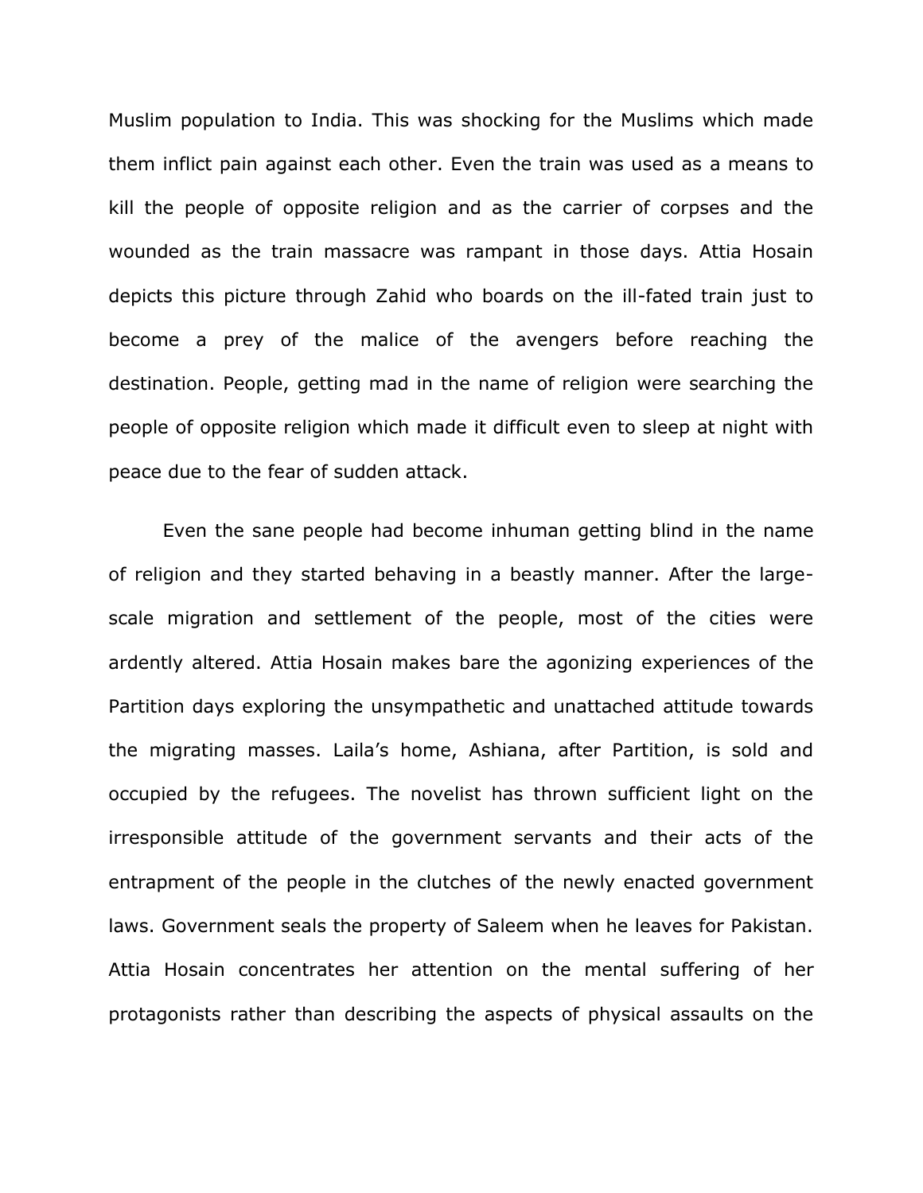Muslim population to India. This was shocking for the Muslims which made them inflict pain against each other. Even the train was used as a means to kill the people of opposite religion and as the carrier of corpses and the wounded as the train massacre was rampant in those days. Attia Hosain depicts this picture through Zahid who boards on the ill-fated train just to become a prey of the malice of the avengers before reaching the destination. People, getting mad in the name of religion were searching the people of opposite religion which made it difficult even to sleep at night with peace due to the fear of sudden attack.

Even the sane people had become inhuman getting blind in the name of religion and they started behaving in a beastly manner. After the large-scale migration and settlement of the people, most of the cities were ardently altered. Attia Hosain makes bare the agonizing experiences of the Partition days exploring the unsympathetic and unattached attitude towards the migrating masses. Laila's home, Ashiana, after Partition, is sold and occupied by the refugees. The novelist has thrown sufficient light on the irresponsible attitude of the government servants and their acts of the entrapment of the people in the clutches of the newly enacted government laws. Government seals the property of Saleem when he leaves for Pakistan. Attia Hosain concentrates her attention on the mental suffering of her protagonists rather than describing the aspects of physical assaults on the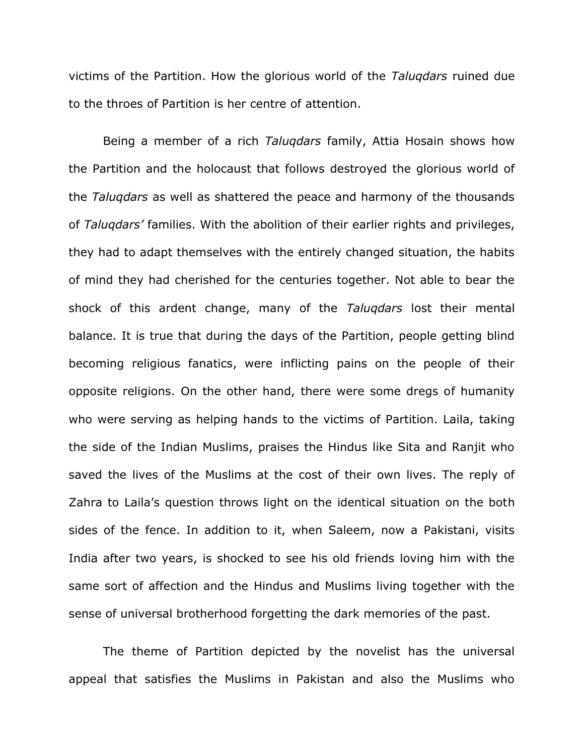victims of the Partition. How the glorious world of the *Taluqdars* ruined due to the throes of Partition is her centre of attention.

Being a member of a rich *Taluqdars* family, Attia Hosain shows how the Partition and the holocaust that follows destroyed the glorious world of the *Taluqdars* as well as shattered the peace and harmony of the thousands of *Taluqdars'* families. With the abolition of their earlier rights and privileges, they had to adapt themselves with the entirely changed situation, the habits of mind they had cherished for the centuries together. Not able to bear the shock of this ardent change, many of the *Taluqdars* lost their mental balance. It is true that during the days of the Partition, people getting blind becoming religious fanatics, were inflicting pains on the people of their opposite religions. On the other hand, there were some dregs of humanity who were serving as helping hands to the victims of Partition. Laila, taking the side of the Indian Muslims, praises the Hindus like Sita and Ranjit who saved the lives of the Muslims at the cost of their own lives. The reply of Zahra to Laila's question throws light on the identical situation on the both sides of the fence. In addition to it, when Saleem, now a Pakistani, visits India after two years, is shocked to see his old friends loving him with the same sort of affection and the Hindus and Muslims living together with the sense of universal brotherhood forgetting the dark memories of the past.

The theme of Partition depicted by the novelist has the universal appeal that satisfies the Muslims in Pakistan and also the Muslims who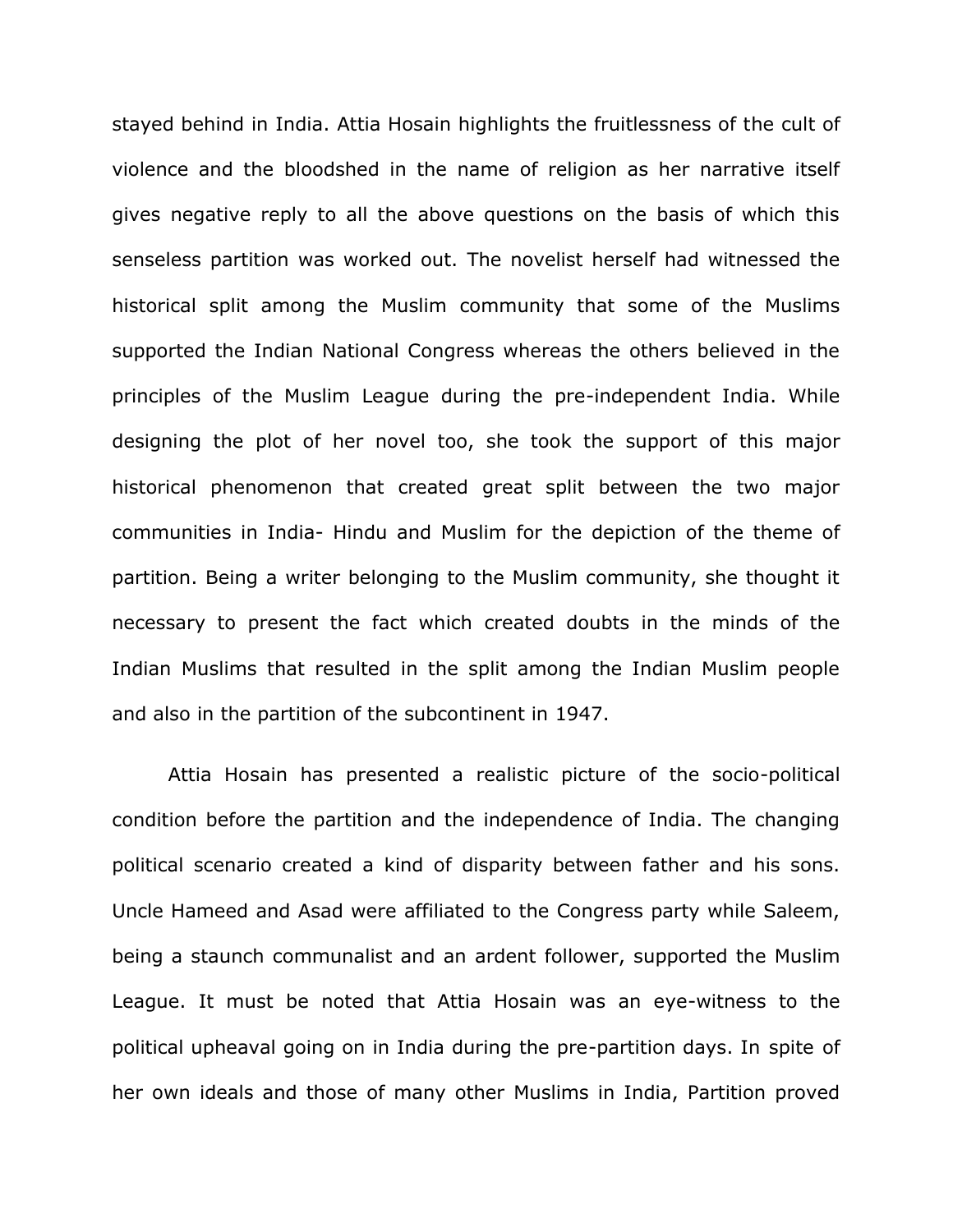stayed behind in India. Attia Hosain highlights the fruitlessness of the cult of violence and the bloodshed in the name of religion as her narrative itself gives negative reply to all the above questions on the basis of which this senseless partition was worked out. The novelist herself had witnessed the historical split among the Muslim community that some of the Muslims supported the Indian National Congress whereas the others believed in the principles of the Muslim League during the pre-independent India. While designing the plot of her novel too, she took the support of this major historical phenomenon that created great split between the two major communities in India- Hindu and Muslim for the depiction of the theme of partition. Being a writer belonging to the Muslim community, she thought it necessary to present the fact which created doubts in the minds of the Indian Muslims that resulted in the split among the Indian Muslim people and also in the partition of the subcontinent in 1947.

Attia Hosain has presented a realistic picture of the socio-political condition before the partition and the independence of India. The changing political scenario created a kind of disparity between father and his sons. Uncle Hameed and Asad were affiliated to the Congress party while Saleem, being a staunch communalist and an ardent follower, supported the Muslim League. It must be noted that Attia Hosain was an eye-witness to the political upheaval going on in India during the pre-partition days. In spite of her own ideals and those of many other Muslims in India, Partition proved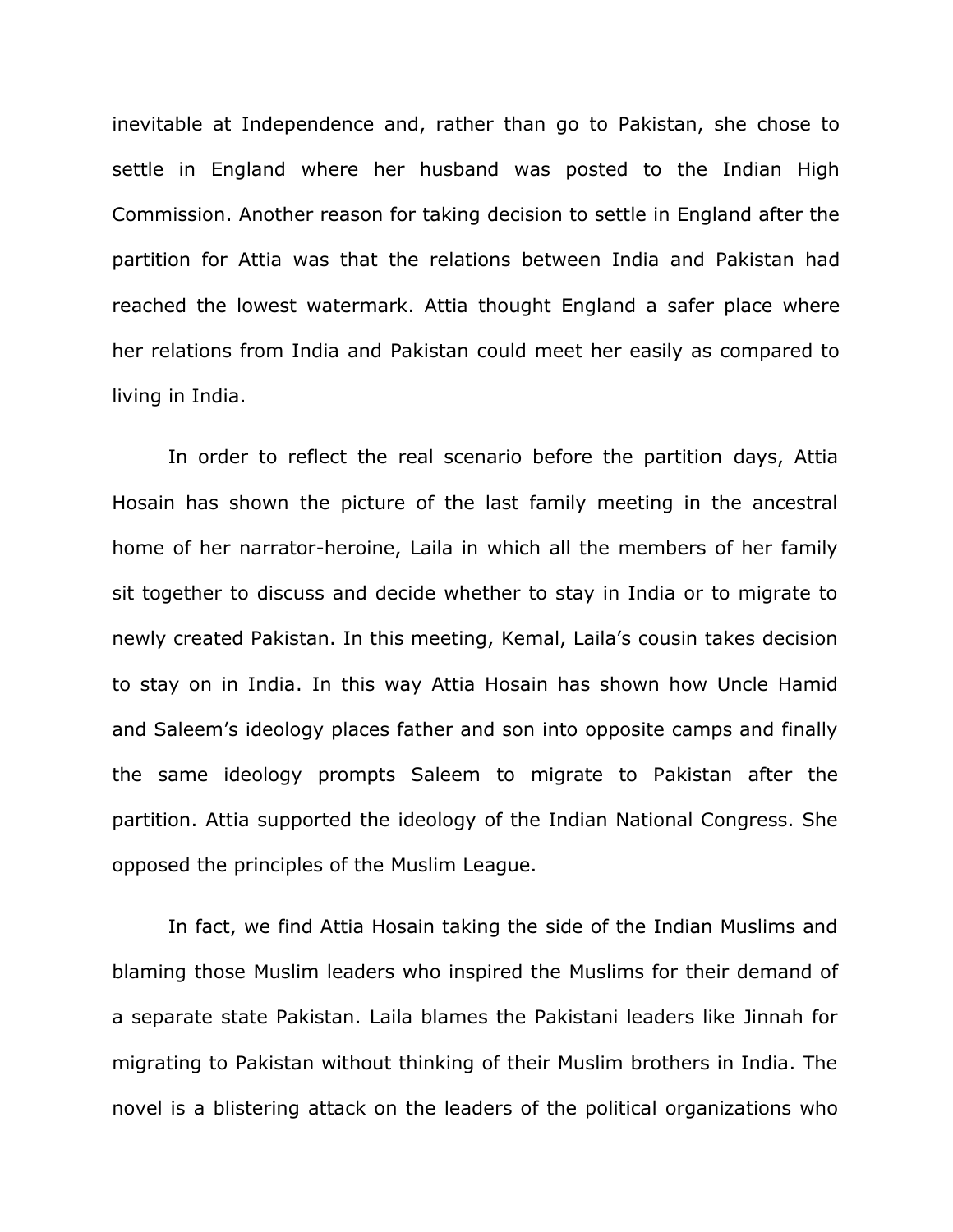inevitable at Independence and, rather than go to Pakistan, she chose to settle in England where her husband was posted to the Indian High Commission. Another reason for taking decision to settle in England after the partition for Attia was that the relations between India and Pakistan had reached the lowest watermark. Attia thought England a safer place where her relations from India and Pakistan could meet her easily as compared to living in India.

In order to reflect the real scenario before the partition days, Attia Hosain has shown the picture of the last family meeting in the ancestral home of her narrator-heroine, Laila in which all the members of her family sit together to discuss and decide whether to stay in India or to migrate to newly created Pakistan. In this meeting, Kemal, Laila's cousin takes decision to stay on in India. In this way Attia Hosain has shown how Uncle Hamid and Saleem's ideology places father and son into opposite camps and finally the same ideology prompts Saleem to migrate to Pakistan after the partition. Attia supported the ideology of the Indian National Congress. She opposed the principles of the Muslim League.

In fact, we find Attia Hosain taking the side of the Indian Muslims and blaming those Muslim leaders who inspired the Muslims for their demand of a separate state Pakistan. Laila blames the Pakistani leaders like Jinnah for migrating to Pakistan without thinking of their Muslim brothers in India. The novel is a blistering attack on the leaders of the political organizations who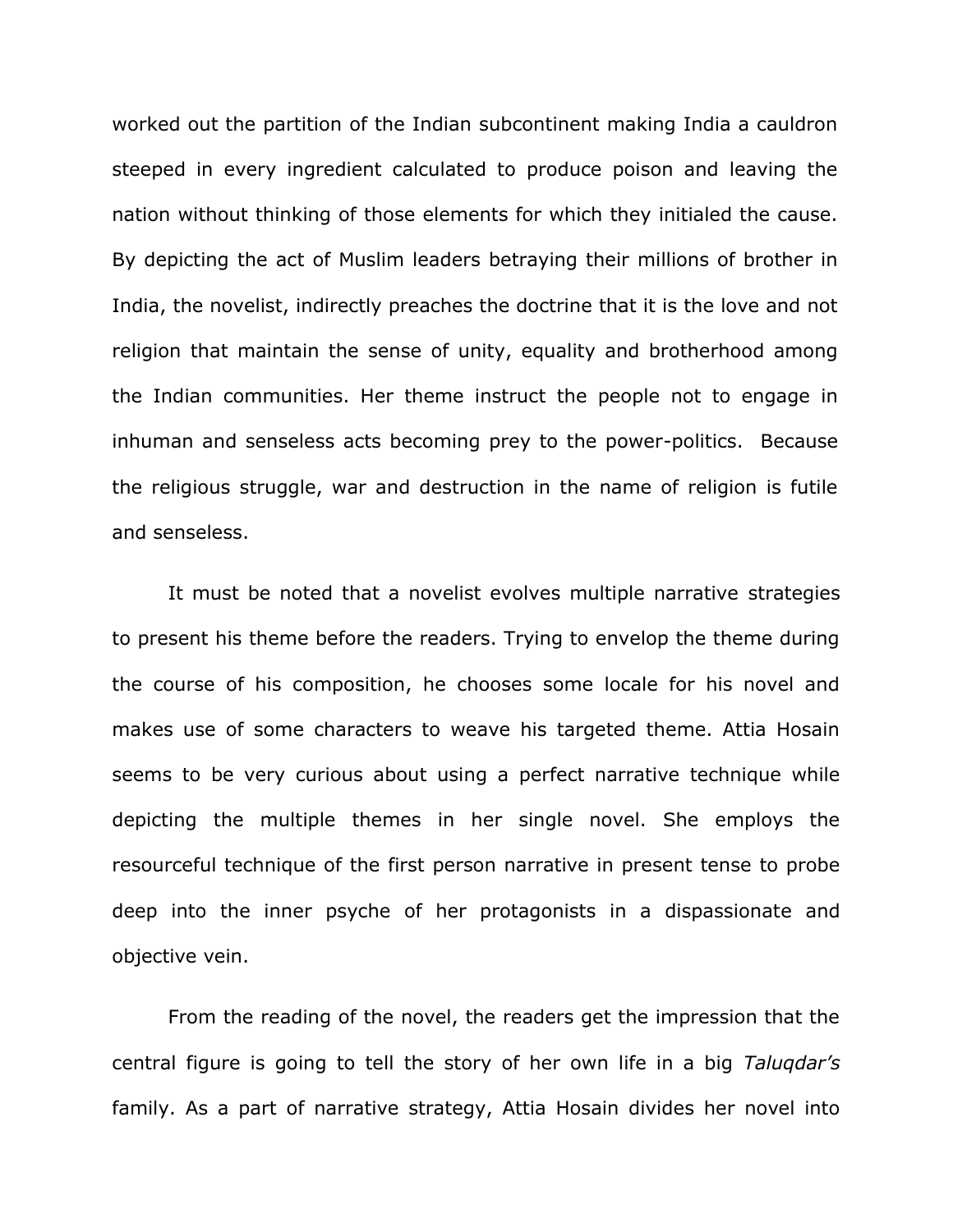worked out the partition of the Indian subcontinent making India a cauldron steeped in every ingredient calculated to produce poison and leaving the nation without thinking of those elements for which they initialed the cause. By depicting the act of Muslim leaders betraying their millions of brother in India, the novelist, indirectly preaches the doctrine that it is the love and not religion that maintain the sense of unity, equality and brotherhood among the Indian communities. Her theme instruct the people not to engage in inhuman and senseless acts becoming prey to the power-politics. Because the religious struggle, war and destruction in the name of religion is futile and senseless.

It must be noted that a novelist evolves multiple narrative strategies to present his theme before the readers. Trying to envelop the theme during the course of his composition, he chooses some locale for his novel and makes use of some characters to weave his targeted theme. Attia Hosain seems to be very curious about using a perfect narrative technique while depicting the multiple themes in her single novel. She employs the resourceful technique of the first person narrative in present tense to probe deep into the inner psyche of her protagonists in a dispassionate and objective vein.

From the reading of the novel, the readers get the impression that the central figure is going to tell the story of her own life in a big *Taluqdar's* family. As a part of narrative strategy, Attia Hosain divides her novel into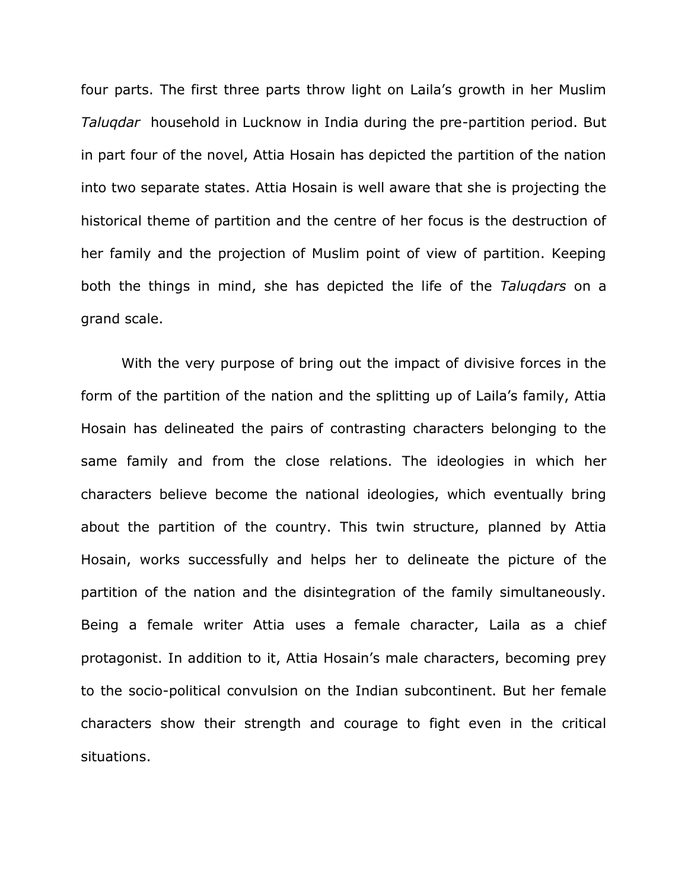four parts. The first three parts throw light on Laila's growth in her Muslim *Taluqdar* household in Lucknow in India during the pre-partition period. But in part four of the novel, Attia Hosain has depicted the partition of the nation into two separate states. Attia Hosain is well aware that she is projecting the historical theme of partition and the centre of her focus is the destruction of her family and the projection of Muslim point of view of partition. Keeping both the things in mind, she has depicted the life of the *Taluqdars* on a grand scale.

With the very purpose of bring out the impact of divisive forces in the form of the partition of the nation and the splitting up of Laila's family, Attia Hosain has delineated the pairs of contrasting characters belonging to the same family and from the close relations. The ideologies in which her characters believe become the national ideologies, which eventually bring about the partition of the country. This twin structure, planned by Attia Hosain, works successfully and helps her to delineate the picture of the partition of the nation and the disintegration of the family simultaneously. Being a female writer Attia uses a female character, Laila as a chief protagonist. In addition to it, Attia Hosain's male characters, becoming prey to the socio-political convulsion on the Indian subcontinent. But her female characters show their strength and courage to fight even in the critical situations.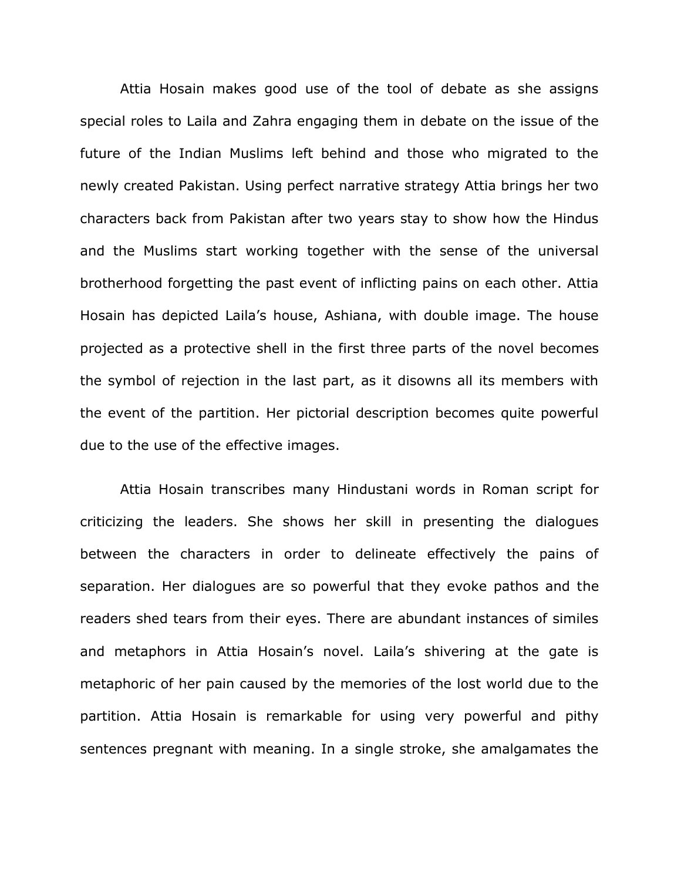Attia Hosain makes good use of the tool of debate as she assigns special roles to Laila and Zahra engaging them in debate on the issue of the future of the Indian Muslims left behind and those who migrated to the newly created Pakistan. Using perfect narrative strategy Attia brings her two characters back from Pakistan after two years stay to show how the Hindus and the Muslims start working together with the sense of the universal brotherhood forgetting the past event of inflicting pains on each other. Attia Hosain has depicted Laila's house, Ashiana, with double image. The house projected as a protective shell in the first three parts of the novel becomes the symbol of rejection in the last part, as it disowns all its members with the event of the partition. Her pictorial description becomes quite powerful due to the use of the effective images.

Attia Hosain transcribes many Hindustani words in Roman script for criticizing the leaders. She shows her skill in presenting the dialogues between the characters in order to delineate effectively the pains of separation. Her dialogues are so powerful that they evoke pathos and the readers shed tears from their eyes. There are abundant instances of similes and metaphors in Attia Hosain's novel. Laila's shivering at the gate is metaphoric of her pain caused by the memories of the lost world due to the partition. Attia Hosain is remarkable for using very powerful and pithy sentences pregnant with meaning. In a single stroke, she amalgamates the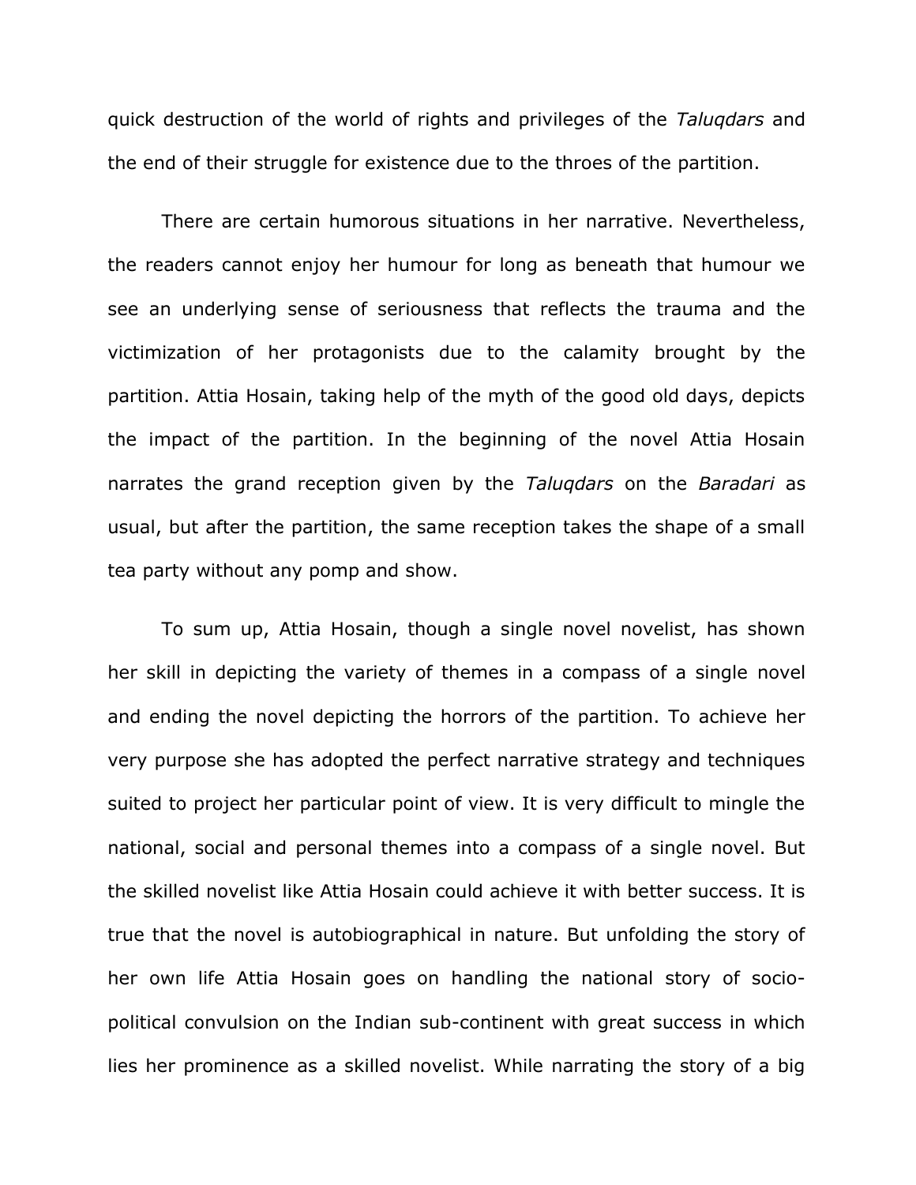quick destruction of the world of rights and privileges of the *Taluqdars* and the end of their struggle for existence due to the throes of the partition.

There are certain humorous situations in her narrative. Nevertheless, the readers cannot enjoy her humour for long as beneath that humour we see an underlying sense of seriousness that reflects the trauma and the victimization of her protagonists due to the calamity brought by the partition. Attia Hosain, taking help of the myth of the good old days, depicts the impact of the partition. In the beginning of the novel Attia Hosain narrates the grand reception given by the *Taluqdars* on the *Baradari* as usual, but after the partition, the same reception takes the shape of a small tea party without any pomp and show.

To sum up, Attia Hosain, though a single novel novelist, has shown her skill in depicting the variety of themes in a compass of a single novel and ending the novel depicting the horrors of the partition. To achieve her very purpose she has adopted the perfect narrative strategy and techniques suited to project her particular point of view. It is very difficult to mingle the national, social and personal themes into a compass of a single novel. But the skilled novelist like Attia Hosain could achieve it with better success. It is true that the novel is autobiographical in nature. But unfolding the story of her own life Attia Hosain goes on handling the national story of socio-political convulsion on the Indian sub-continent with great success in which lies her prominence as a skilled novelist. While narrating the story of a big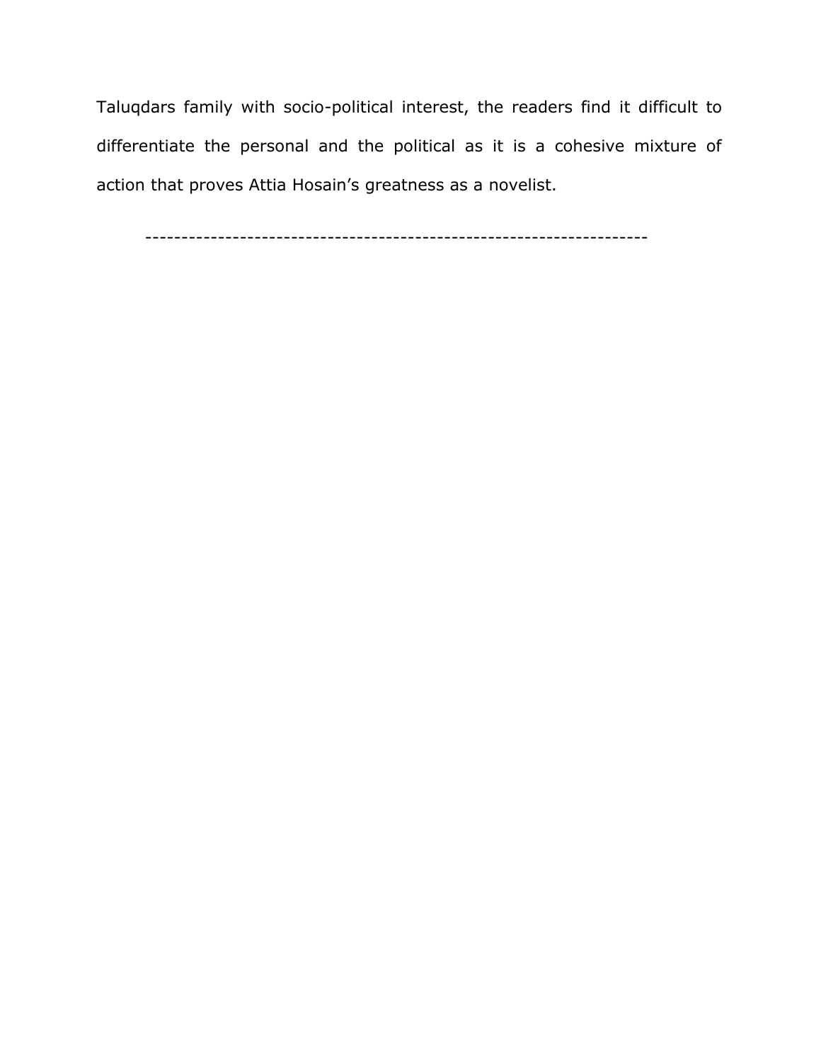Taluqdars family with socio-political interest, the readers find it difficult to differentiate the personal and the political as it is a cohesive mixture of action that proves Attia Hosain's greatness as a novelist.

---------------------------------------------------------------------